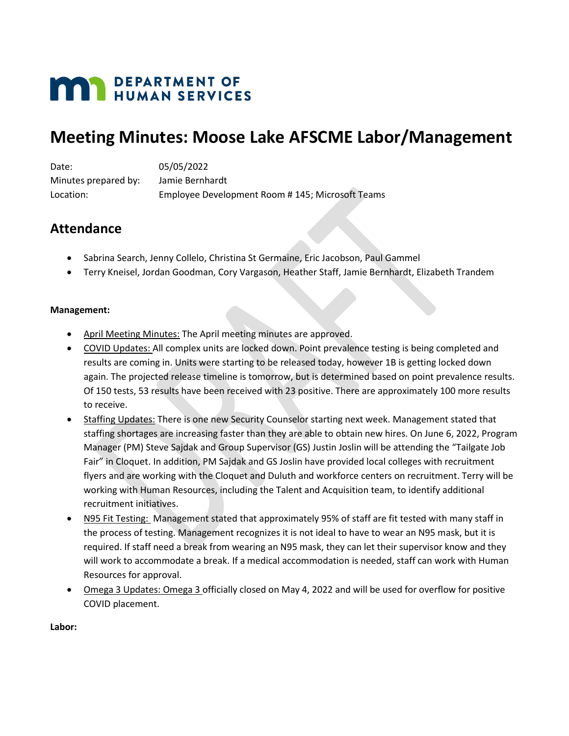DEPARTMENT OF HUMAN SERVICES

# Meeting Minutes: Moose Lake AFSCME Labor/Management

Date: 05/05/2022
Minutes prepared by: Jamie Bernhardt
Location: Employee Development Room # 145; Microsoft Teams

## Attendance

- Sabrina Search, Jenny Collelo, Christina St Germaine, Eric Jacobson, Paul Gammel
- Terry Kneisel, Jordan Goodman, Cory Vargason, Heather Staff, Jamie Bernhardt, Elizabeth Trandem

**Management:**

- April Meeting Minutes: The April meeting minutes are approved.
- COVID Updates: All complex units are locked down. Point prevalence testing is being completed and results are coming in. Units were starting to be released today, however 1B is getting locked down again. The projected release timeline is tomorrow, but is determined based on point prevalence results. Of 150 tests, 53 results have been received with 23 positive. There are approximately 100 more results to receive.
- Staffing Updates: There is one new Security Counselor starting next week. Management stated that staffing shortages are increasing faster than they are able to obtain new hires. On June 6, 2022, Program Manager (PM) Steve Sajdak and Group Supervisor (GS) Justin Joslin will be attending the "Tailgate Job Fair" in Cloquet. In addition, PM Sajdak and GS Joslin have provided local colleges with recruitment flyers and are working with the Cloquet and Duluth and workforce centers on recruitment. Terry will be working with Human Resources, including the Talent and Acquisition team, to identify additional recruitment initiatives.
- N95 Fit Testing: Management stated that approximately 95% of staff are fit tested with many staff in the process of testing. Management recognizes it is not ideal to have to wear an N95 mask, but it is required. If staff need a break from wearing an N95 mask, they can let their supervisor know and they will work to accommodate a break. If a medical accommodation is needed, staff can work with Human Resources for approval.
- Omega 3 Updates: Omega 3 officially closed on May 4, 2022 and will be used for overflow for positive COVID placement.

**Labor:**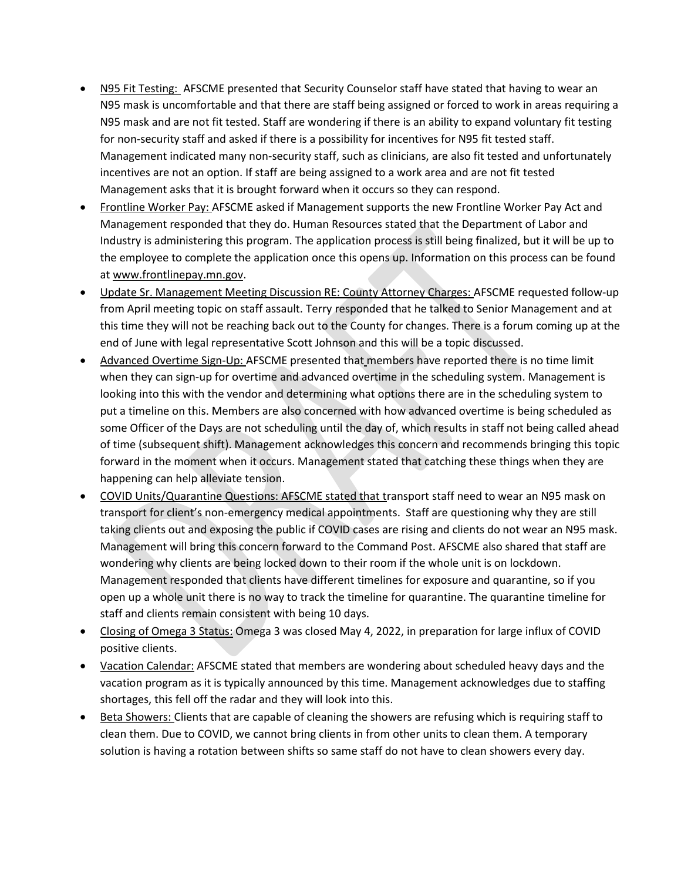- N95 Fit Testing: AFSCME presented that Security Counselor staff have stated that having to wear an N95 mask is uncomfortable and that there are staff being assigned or forced to work in areas requiring a N95 mask and are not fit tested. Staff are wondering if there is an ability to expand voluntary fit testing for non-security staff and asked if there is a possibility for incentives for N95 fit tested staff. Management indicated many non-security staff, such as clinicians, are also fit tested and unfortunately incentives are not an option. If staff are being assigned to a work area and are not fit tested Management asks that it is brought forward when it occurs so they can respond.
- Frontline Worker Pay: AFSCME asked if Management supports the new Frontline Worker Pay Act and Management responded that they do. Human Resources stated that the Department of Labor and Industry is administering this program. The application process is still being finalized, but it will be up to the employee to complete the application once this opens up. Information on this process can be found at www.frontlinepay.mn.gov.
- Update Sr. Management Meeting Discussion RE: County Attorney Charges: AFSCME requested follow-up from April meeting topic on staff assault. Terry responded that he talked to Senior Management and at this time they will not be reaching back out to the County for changes. There is a forum coming up at the end of June with legal representative Scott Johnson and this will be a topic discussed.
- Advanced Overtime Sign-Up: AFSCME presented that members have reported there is no time limit when they can sign-up for overtime and advanced overtime in the scheduling system. Management is looking into this with the vendor and determining what options there are in the scheduling system to put a timeline on this. Members are also concerned with how advanced overtime is being scheduled as some Officer of the Days are not scheduling until the day of, which results in staff not being called ahead of time (subsequent shift). Management acknowledges this concern and recommends bringing this topic forward in the moment when it occurs. Management stated that catching these things when they are happening can help alleviate tension.
- COVID Units/Quarantine Questions: AFSCME stated that transport staff need to wear an N95 mask on transport for client's non-emergency medical appointments. Staff are questioning why they are still taking clients out and exposing the public if COVID cases are rising and clients do not wear an N95 mask. Management will bring this concern forward to the Command Post. AFSCME also shared that staff are wondering why clients are being locked down to their room if the whole unit is on lockdown. Management responded that clients have different timelines for exposure and quarantine, so if you open up a whole unit there is no way to track the timeline for quarantine. The quarantine timeline for staff and clients remain consistent with being 10 days.
- Closing of Omega 3 Status: Omega 3 was closed May 4, 2022, in preparation for large influx of COVID positive clients.
- Vacation Calendar: AFSCME stated that members are wondering about scheduled heavy days and the vacation program as it is typically announced by this time. Management acknowledges due to staffing shortages, this fell off the radar and they will look into this.
- Beta Showers: Clients that are capable of cleaning the showers are refusing which is requiring staff to clean them. Due to COVID, we cannot bring clients in from other units to clean them. A temporary solution is having a rotation between shifts so same staff do not have to clean showers every day.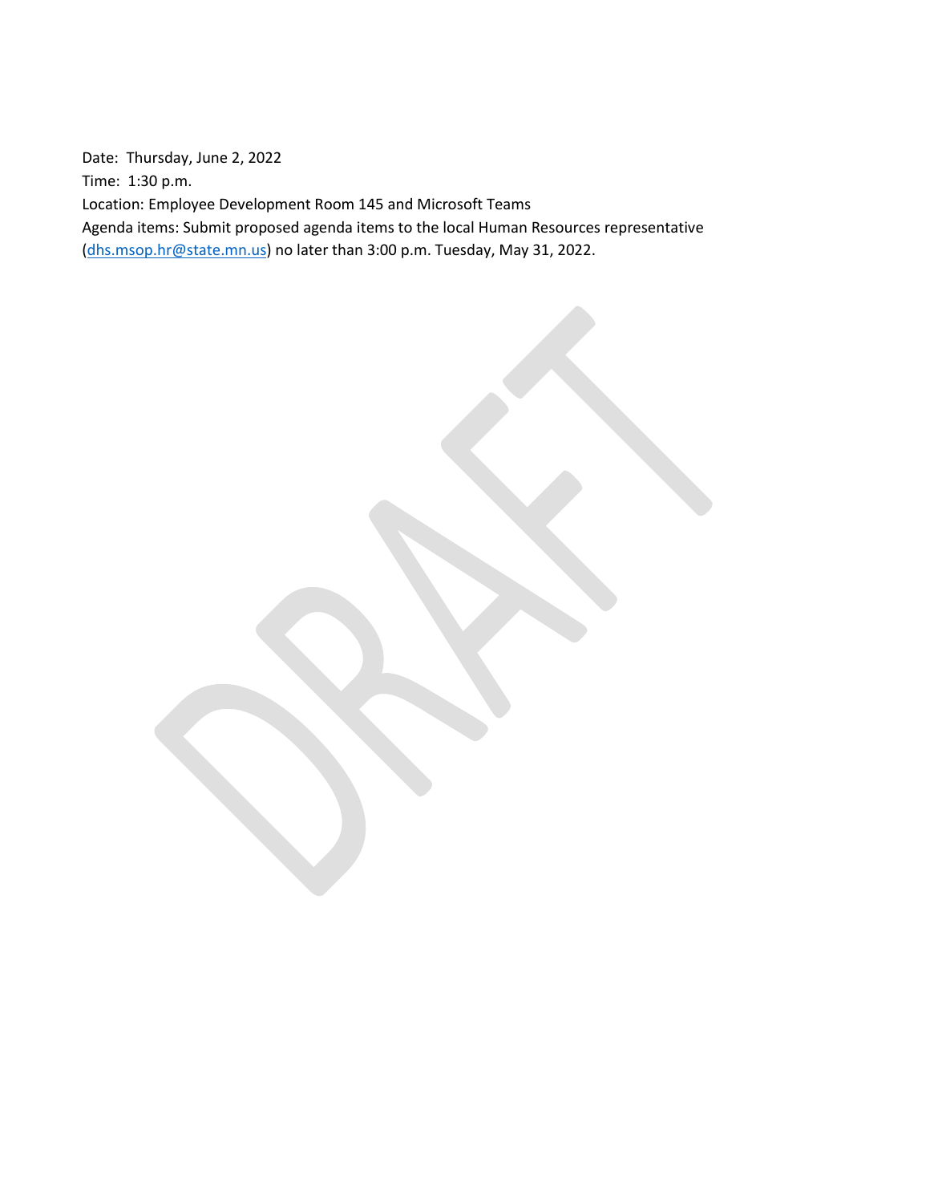Date: Thursday, June 2, 2022

Time: 1:30 p.m.

Location: Employee Development Room 145 and Microsoft Teams

Agenda items: Submit proposed agenda items to the local Human Resources representative (dhs.msop.hr@state.mn.us) no later than 3:00 p.m. Tuesday, May 31, 2022.